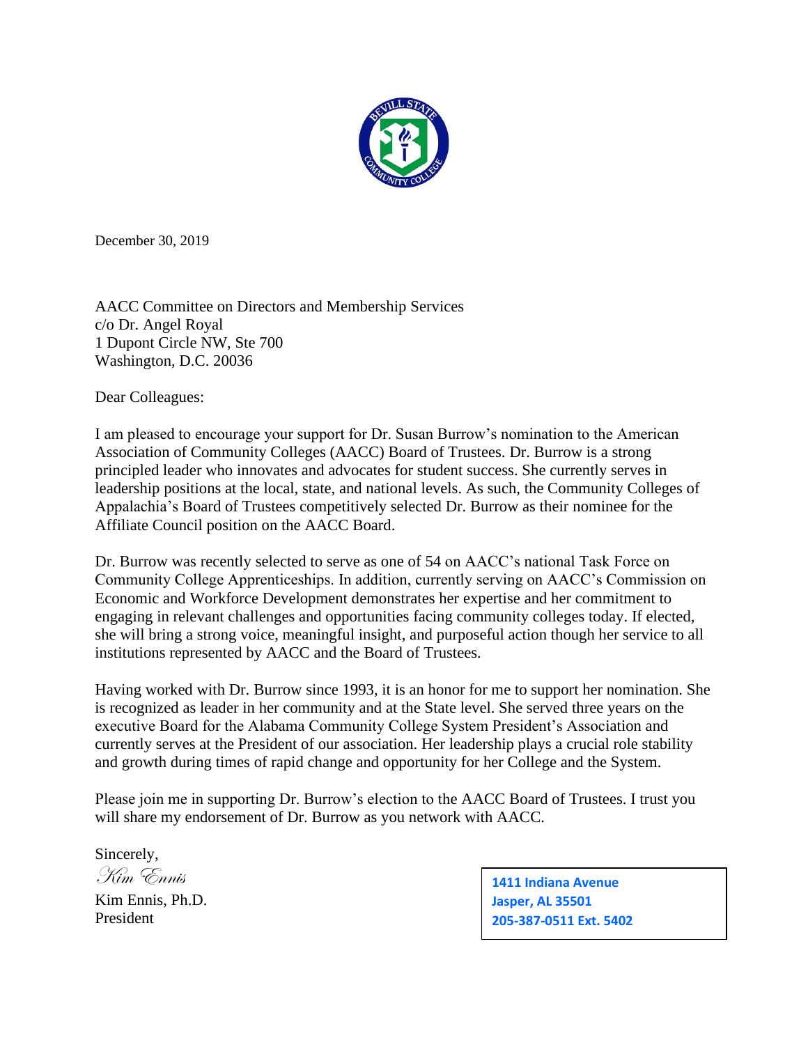December 30, 2019

AACC Committee on Directors and Membership Services
c/o Dr. Angel Royal
1 Dupont Circle NW, Ste 700
Washington, D.C. 20036

Dear Colleagues:

I am pleased to encourage your support for Dr. Susan Burrow's nomination to the American Association of Community Colleges (AACC) Board of Trustees. Dr. Burrow is a strong principled leader who innovates and advocates for student success. She currently serves in leadership positions at the local, state, and national levels. As such, the Community Colleges of Appalachia's Board of Trustees competitively selected Dr. Burrow as their nominee for the Affiliate Council position on the AACC Board.

Dr. Burrow was recently selected to serve as one of 54 on AACC's national Task Force on Community College Apprenticeships. In addition, currently serving on AACC's Commission on Economic and Workforce Development demonstrates her expertise and her commitment to engaging in relevant challenges and opportunities facing community colleges today. If elected, she will bring a strong voice, meaningful insight, and purposeful action though her service to all institutions represented by AACC and the Board of Trustees.

Having worked with Dr. Burrow since 1993, it is an honor for me to support her nomination. She is recognized as leader in her community and at the State level. She served three years on the executive Board for the Alabama Community College System President's Association and currently serves at the President of our association. Her leadership plays a crucial role stability and growth during times of rapid change and opportunity for her College and the System.

Please join me in supporting Dr. Burrow's election to the AACC Board of Trustees. I trust you will share my endorsement of Dr. Burrow as you network with AACC.

Sincerely,

*Kim Ennis*

Kim Ennis, Ph.D.
President

**1411 Indiana Avenue**
**Jasper, AL 35501**
**205-387-0511 Ext. 5402**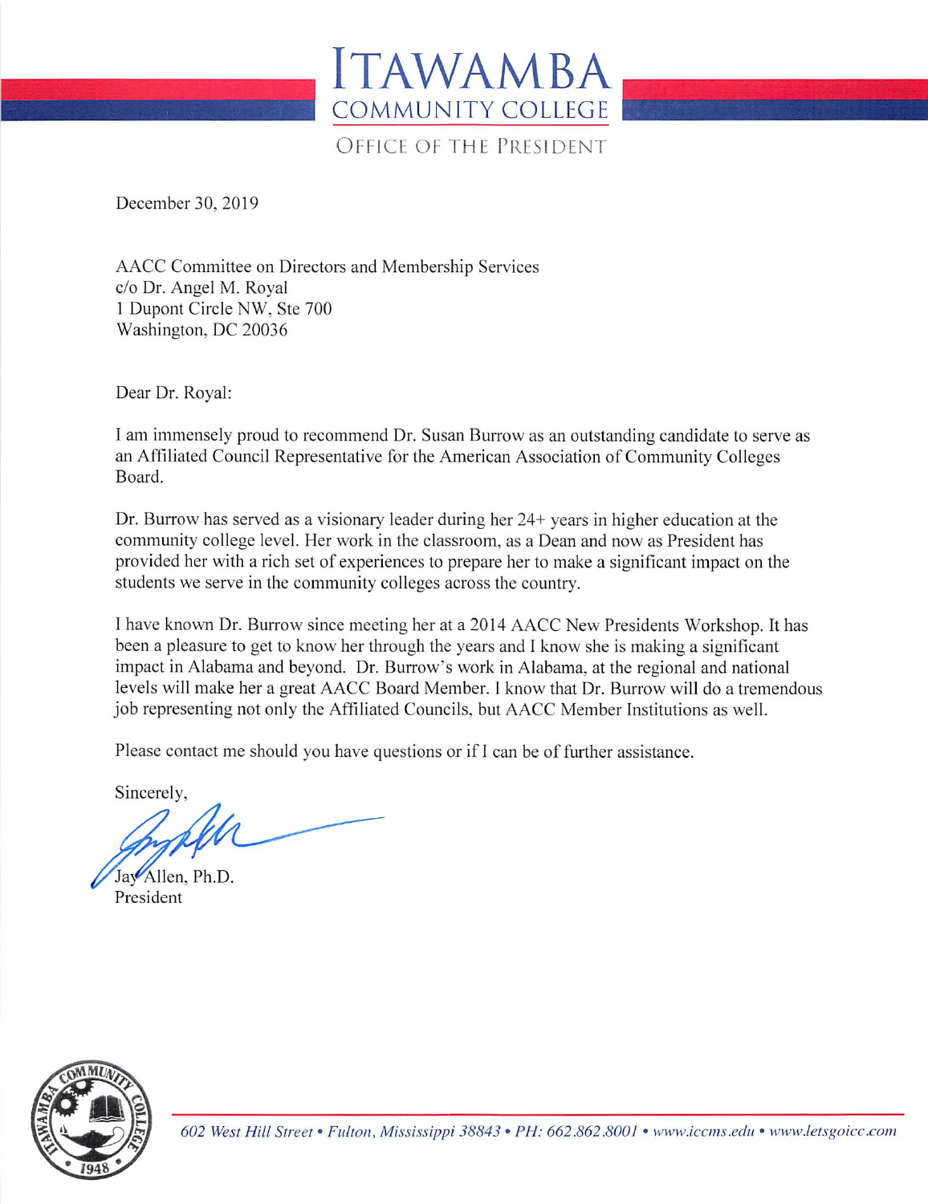# ITAWAMBA COMMUNITY COLLEGE

OFFICE OF THE PRESIDENT

December 30, 2019

AACC Committee on Directors and Membership Services
c/o Dr. Angel M. Royal
1 Dupont Circle NW, Ste 700
Washington, DC 20036

Dear Dr. Royal:

I am immensely proud to recommend Dr. Susan Burrow as an outstanding candidate to serve as an Affiliated Council Representative for the American Association of Community Colleges Board.

Dr. Burrow has served as a visionary leader during her 24+ years in higher education at the community college level. Her work in the classroom, as a Dean and now as President has provided her with a rich set of experiences to prepare her to make a significant impact on the students we serve in the community colleges across the country.

I have known Dr. Burrow since meeting her at a 2014 AACC New Presidents Workshop. It has been a pleasure to get to know her through the years and I know she is making a significant impact in Alabama and beyond. Dr. Burrow's work in Alabama, at the regional and national levels will make her a great AACC Board Member. I know that Dr. Burrow will do a tremendous job representing not only the Affiliated Councils, but AACC Member Institutions as well.

Please contact me should you have questions or if I can be of further assistance.

Sincerely,

Jay Allen, Ph.D.
President

602 West Hill Street • Fulton, Mississippi 38843 • PH: 662.862.8001 • www.iccms.edu • www.letsgoicc.com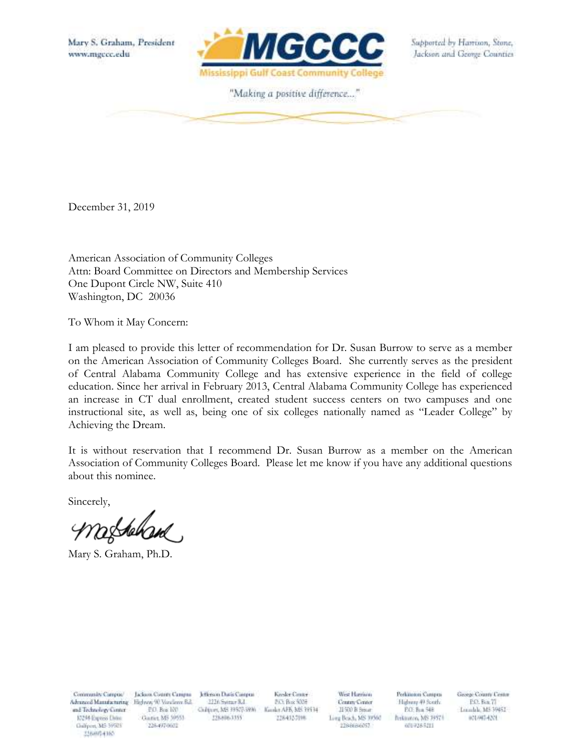Mary S. Graham, President
www.mgccc.edu

MGCCC
Mississippi Gulf Coast Community College

*"Making a positive difference..."*

Supported by Harrison, Stone, Jackson and George Counties

December 31, 2019

American Association of Community Colleges
Attn: Board Committee on Directors and Membership Services
One Dupont Circle NW, Suite 410
Washington, DC 20036

To Whom it May Concern:

I am pleased to provide this letter of recommendation for Dr. Susan Burrow to serve as a member on the American Association of Community Colleges Board. She currently serves as the president of Central Alabama Community College and has extensive experience in the field of college education. Since her arrival in February 2013, Central Alabama Community College has experienced an increase in CT dual enrollment, created student success centers on two campuses and one instructional site, as well as, being one of six colleges nationally named as "Leader College" by Achieving the Dream.

It is without reservation that I recommend Dr. Susan Burrow as a member on the American Association of Community Colleges Board. Please let me know if you have any additional questions about this nominee.

Sincerely,

Mary S. Graham, Ph.D.

Community Campus/ Advanced Manufacturing and Technology Center
10298 Express Drive
Gulfport, MS 39503
228/897-4360

Jackson County Campus
Highway 90 Vancleave Rd.
P.O. Box 100
Gautier, MS 39553
228-497-9602

Jefferson Davis Campus
2226 Switzer Rd.
Gulfport, MS 39507-3894
228-896-3355

Keesler Center
P.O. Box 5008
Keesler AFB, MS 39534
228-432-7198

West Harrison County Center
21500 B Street
Long Beach, MS 39560
228-868-6057

Perkinston Campus
Highway 49 South
P.O. Box 548
Perkinston, MS 39573
601-928-5211

George County Center
P.O. Box 77
Lucedale, MS 39452
601-947-4201